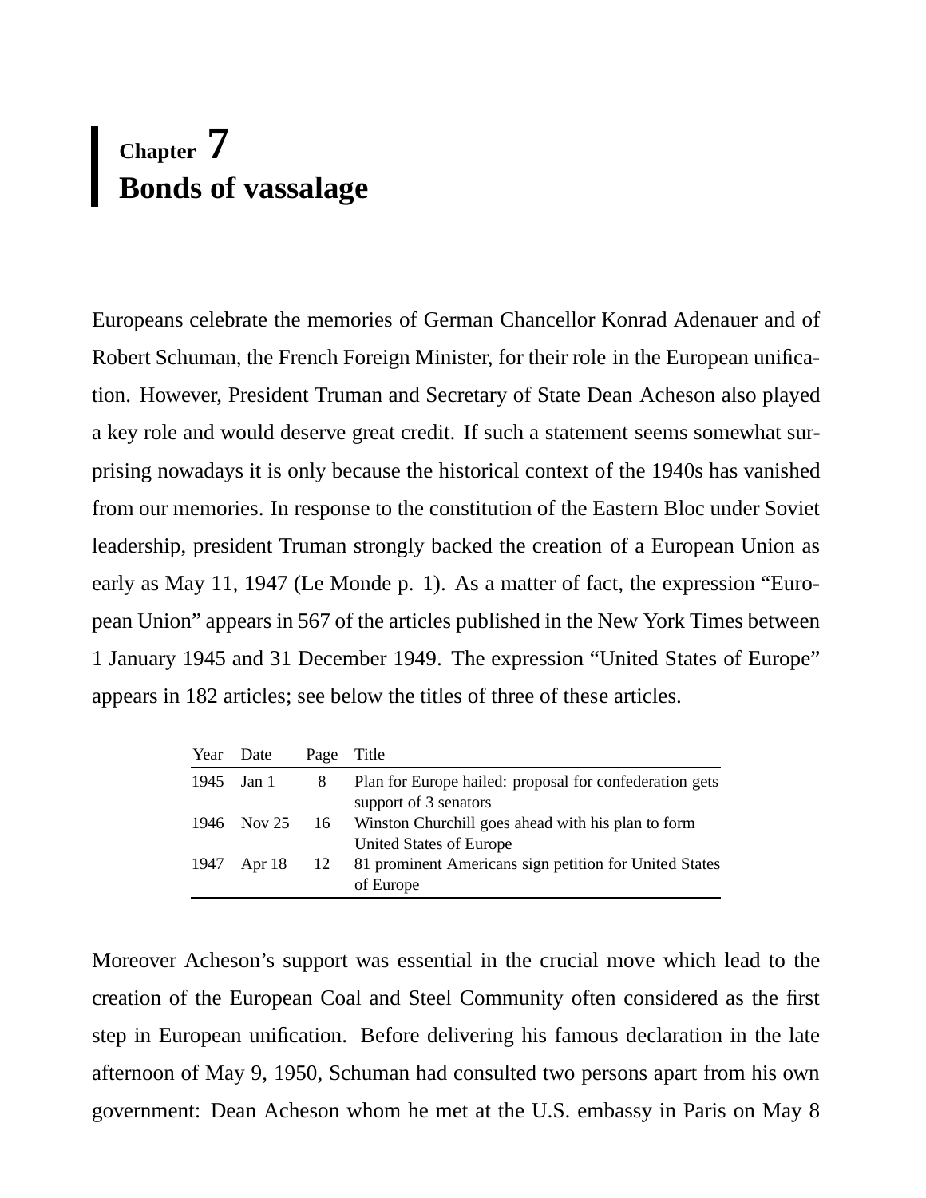# Chapter 7
# Bonds of vassalage

Europeans celebrate the memories of German Chancellor Konrad Adenauer and of Robert Schuman, the French Foreign Minister, for their role in the European unification. However, President Truman and Secretary of State Dean Acheson also played a key role and would deserve great credit. If such a statement seems somewhat surprising nowadays it is only because the historical context of the 1940s has vanished from our memories. In response to the constitution of the Eastern Bloc under Soviet leadership, president Truman strongly backed the creation of a European Union as early as May 11, 1947 (Le Monde p. 1). As a matter of fact, the expression "European Union" appears in 567 of the articles published in the New York Times between 1 January 1945 and 31 December 1949. The expression "United States of Europe" appears in 182 articles; see below the titles of three of these articles.

| Year | Date | Page | Title |
|---|---|---|---|
| 1945 | Jan 1 | 8 | Plan for Europe hailed: proposal for confederation gets support of 3 senators |
| 1946 | Nov 25 | 16 | Winston Churchill goes ahead with his plan to form United States of Europe |
| 1947 | Apr 18 | 12 | 81 prominent Americans sign petition for United States of Europe |

Moreover Acheson's support was essential in the crucial move which lead to the creation of the European Coal and Steel Community often considered as the first step in European unification. Before delivering his famous declaration in the late afternoon of May 9, 1950, Schuman had consulted two persons apart from his own government: Dean Acheson whom he met at the U.S. embassy in Paris on May 8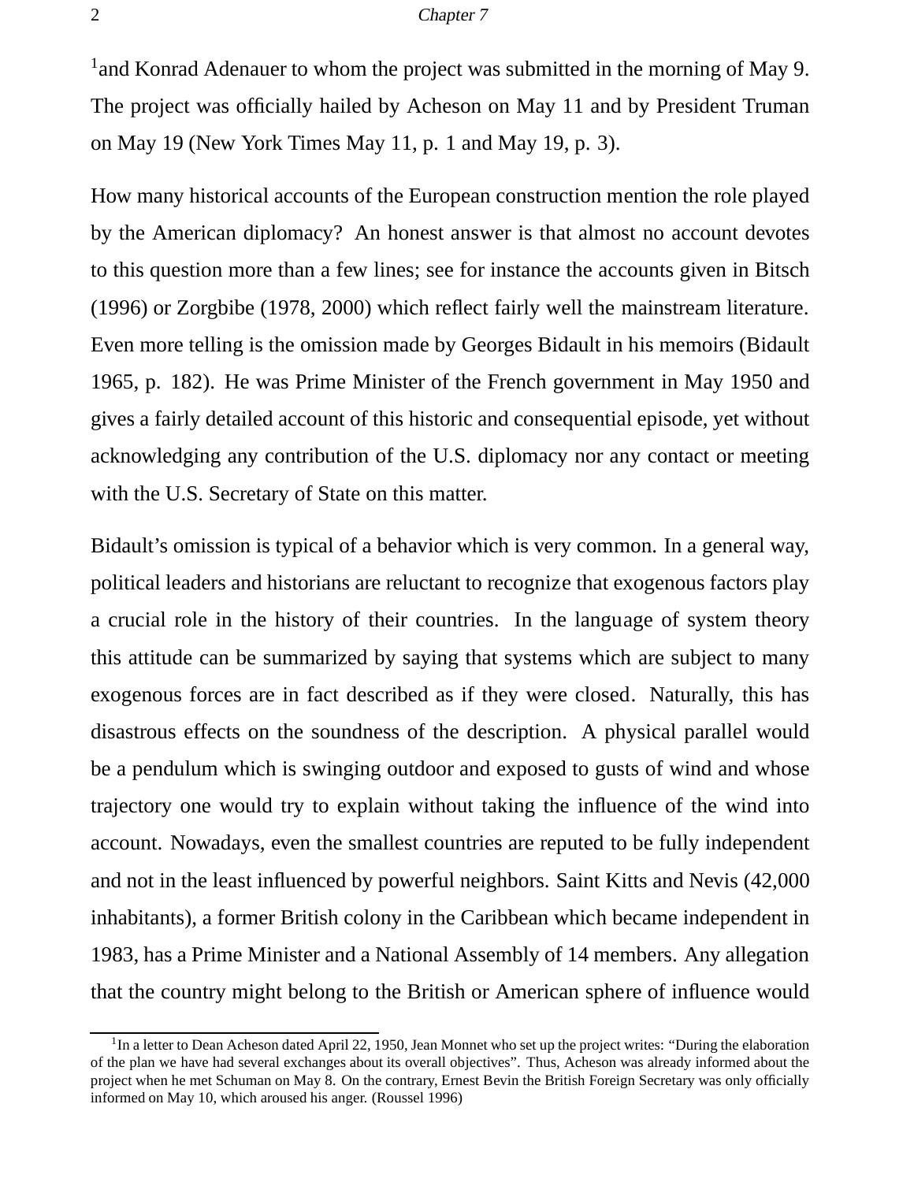[1]and Konrad Adenauer to whom the project was submitted in the morning of May 9. The project was officially hailed by Acheson on May 11 and by President Truman on May 19 (New York Times May 11, p. 1 and May 19, p. 3).

How many historical accounts of the European construction mention the role played by the American diplomacy? An honest answer is that almost no account devotes to this question more than a few lines; see for instance the accounts given in Bitsch (1996) or Zorgbibe (1978, 2000) which reflect fairly well the mainstream literature. Even more telling is the omission made by Georges Bidault in his memoirs (Bidault 1965, p. 182). He was Prime Minister of the French government in May 1950 and gives a fairly detailed account of this historic and consequential episode, yet without acknowledging any contribution of the U.S. diplomacy nor any contact or meeting with the U.S. Secretary of State on this matter.

Bidault's omission is typical of a behavior which is very common. In a general way, political leaders and historians are reluctant to recognize that exogenous factors play a crucial role in the history of their countries. In the language of system theory this attitude can be summarized by saying that systems which are subject to many exogenous forces are in fact described as if they were closed. Naturally, this has disastrous effects on the soundness of the description. A physical parallel would be a pendulum which is swinging outdoor and exposed to gusts of wind and whose trajectory one would try to explain without taking the influence of the wind into account. Nowadays, even the smallest countries are reputed to be fully independent and not in the least influenced by powerful neighbors. Saint Kitts and Nevis (42,000 inhabitants), a former British colony in the Caribbean which became independent in 1983, has a Prime Minister and a National Assembly of 14 members. Any allegation that the country might belong to the British or American sphere of influence would

---

[1] In a letter to Dean Acheson dated April 22, 1950, Jean Monnet who set up the project writes: "During the elaboration of the plan we have had several exchanges about its overall objectives". Thus, Acheson was already informed about the project when he met Schuman on May 8. On the contrary, Ernest Bevin the British Foreign Secretary was only officially informed on May 10, which aroused his anger. (Roussel 1996)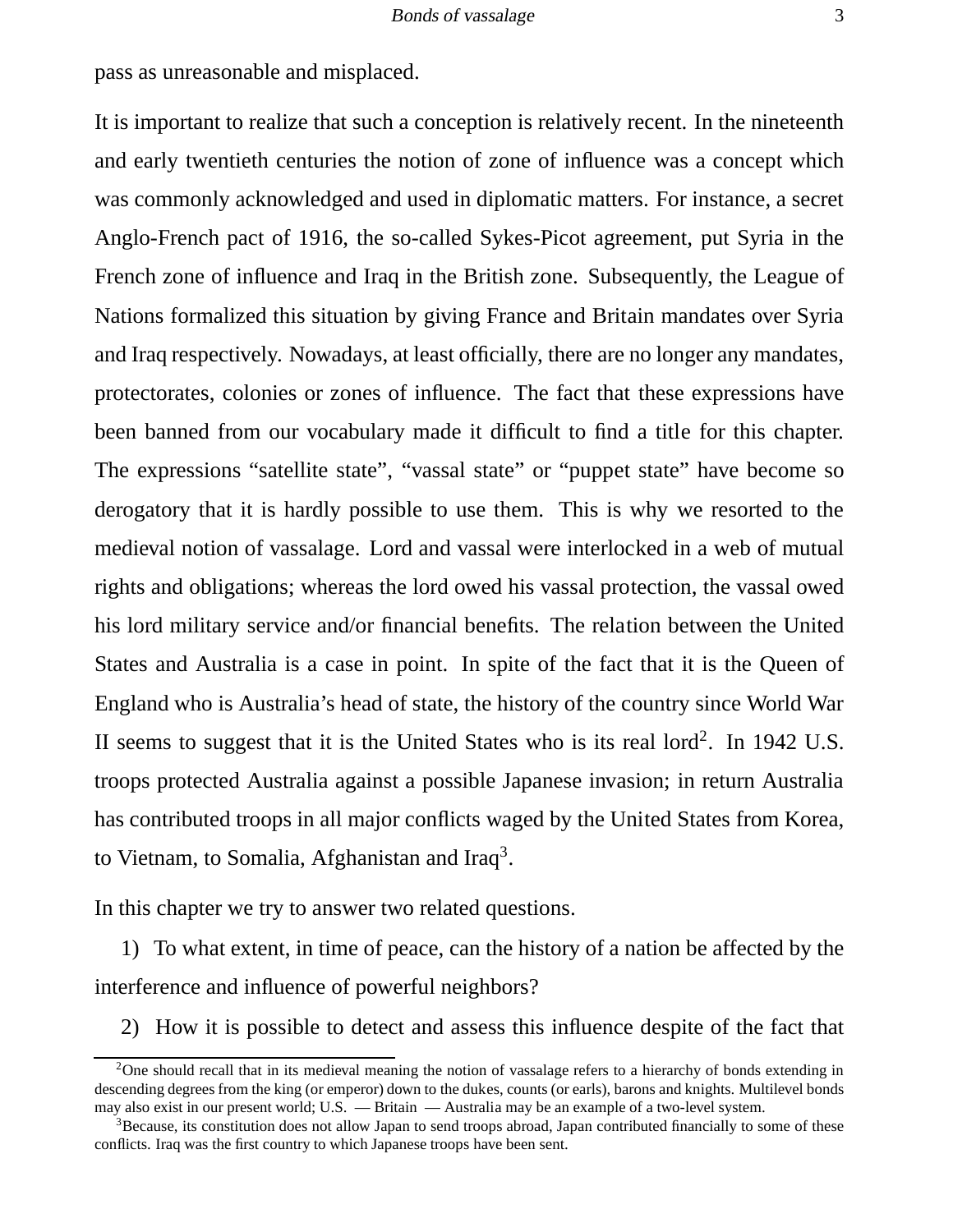pass as unreasonable and misplaced.

It is important to realize that such a conception is relatively recent. In the nineteenth and early twentieth centuries the notion of zone of influence was a concept which was commonly acknowledged and used in diplomatic matters. For instance, a secret Anglo-French pact of 1916, the so-called Sykes-Picot agreement, put Syria in the French zone of influence and Iraq in the British zone. Subsequently, the League of Nations formalized this situation by giving France and Britain mandates over Syria and Iraq respectively. Nowadays, at least officially, there are no longer any mandates, protectorates, colonies or zones of influence. The fact that these expressions have been banned from our vocabulary made it difficult to find a title for this chapter. The expressions “satellite state”, “vassal state” or “puppet state” have become so derogatory that it is hardly possible to use them. This is why we resorted to the medieval notion of vassalage. Lord and vassal were interlocked in a web of mutual rights and obligations; whereas the lord owed his vassal protection, the vassal owed his lord military service and/or financial benefits. The relation between the United States and Australia is a case in point. In spite of the fact that it is the Queen of England who is Australia’s head of state, the history of the country since World War II seems to suggest that it is the United States who is its real lord[2]. In 1942 U.S. troops protected Australia against a possible Japanese invasion; in return Australia has contributed troops in all major conflicts waged by the United States from Korea, to Vietnam, to Somalia, Afghanistan and Iraq[3].

In this chapter we try to answer two related questions.

1) To what extent, in time of peace, can the history of a nation be affected by the interference and influence of powerful neighbors?

2) How it is possible to detect and assess this influence despite of the fact that

---

[2] One should recall that in its medieval meaning the notion of vassalage refers to a hierarchy of bonds extending in descending degrees from the king (or emperor) down to the dukes, counts (or earls), barons and knights. Multilevel bonds may also exist in our present world; U.S. — Britain — Australia may be an example of a two-level system.

[3] Because, its constitution does not allow Japan to send troops abroad, Japan contributed financially to some of these conflicts. Iraq was the first country to which Japanese troops have been sent.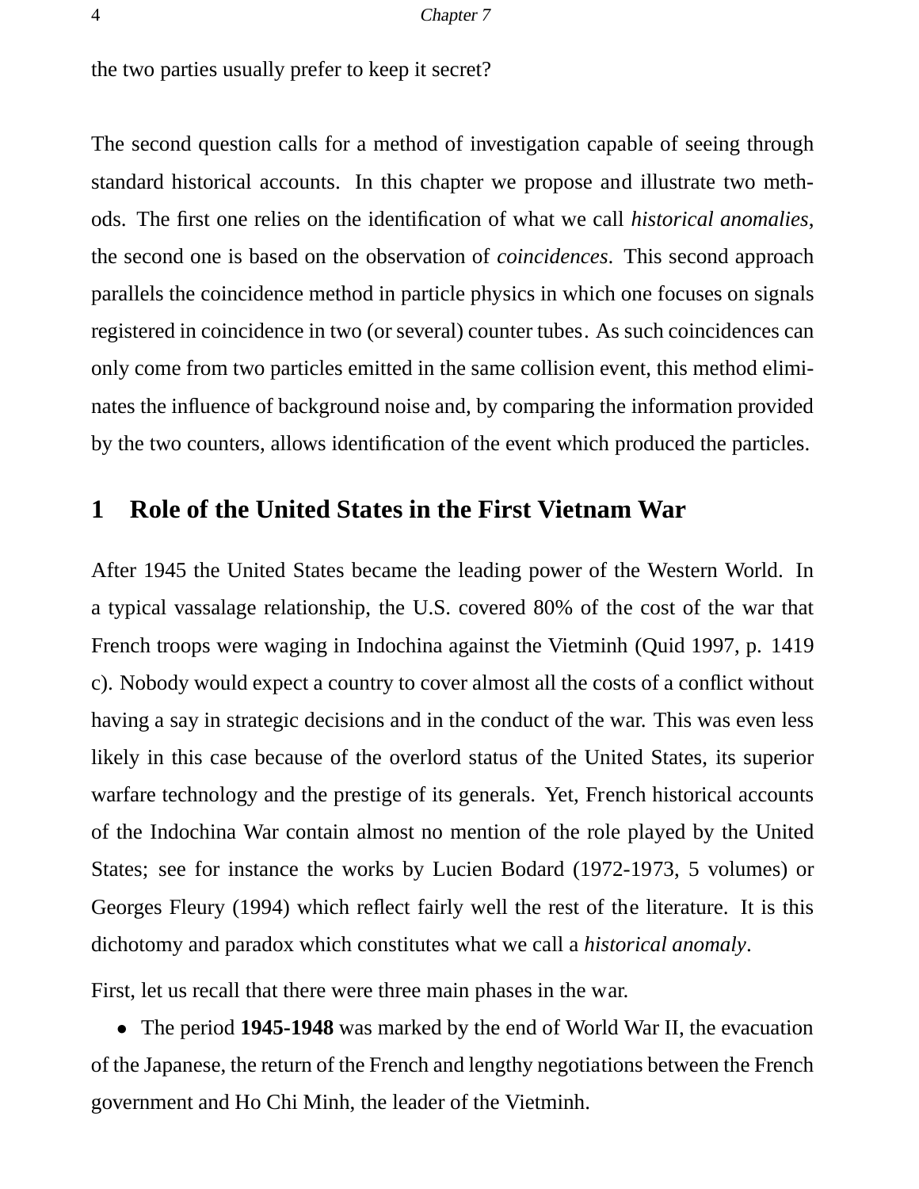the two parties usually prefer to keep it secret?

The second question calls for a method of investigation capable of seeing through standard historical accounts. In this chapter we propose and illustrate two methods. The first one relies on the identification of what we call *historical anomalies*, the second one is based on the observation of *coincidences*. This second approach parallels the coincidence method in particle physics in which one focuses on signals registered in coincidence in two (or several) counter tubes. As such coincidences can only come from two particles emitted in the same collision event, this method eliminates the influence of background noise and, by comparing the information provided by the two counters, allows identification of the event which produced the particles.

## 1 Role of the United States in the First Vietnam War

After 1945 the United States became the leading power of the Western World. In a typical vassalage relationship, the U.S. covered 80% of the cost of the war that French troops were waging in Indochina against the Vietminh (Quid 1997, p. 1419 c). Nobody would expect a country to cover almost all the costs of a conflict without having a say in strategic decisions and in the conduct of the war. This was even less likely in this case because of the overlord status of the United States, its superior warfare technology and the prestige of its generals. Yet, French historical accounts of the Indochina War contain almost no mention of the role played by the United States; see for instance the works by Lucien Bodard (1972-1973, 5 volumes) or Georges Fleury (1994) which reflect fairly well the rest of the literature. It is this dichotomy and paradox which constitutes what we call a *historical anomaly*.

First, let us recall that there were three main phases in the war.

- The period **1945-1948** was marked by the end of World War II, the evacuation of the Japanese, the return of the French and lengthy negotiations between the French government and Ho Chi Minh, the leader of the Vietminh.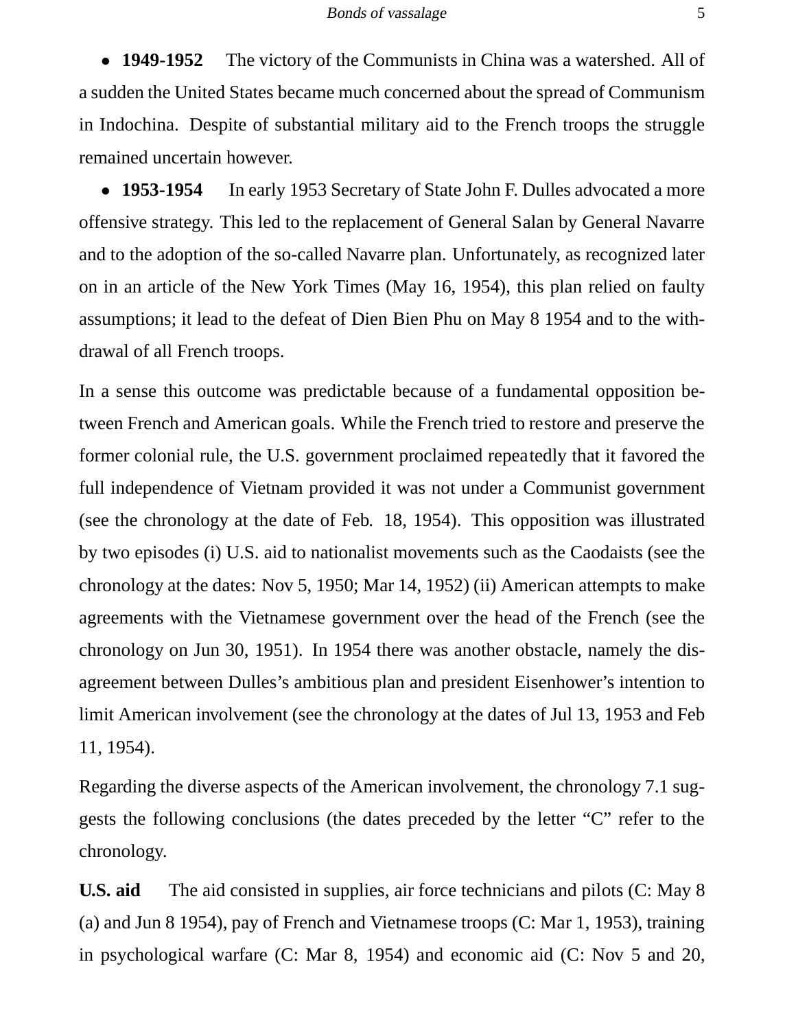- **1949-1952** The victory of the Communists in China was a watershed. All of a sudden the United States became much concerned about the spread of Communism in Indochina. Despite of substantial military aid to the French troops the struggle remained uncertain however.
- **1953-1954** In early 1953 Secretary of State John F. Dulles advocated a more offensive strategy. This led to the replacement of General Salan by General Navarre and to the adoption of the so-called Navarre plan. Unfortunately, as recognized later on in an article of the New York Times (May 16, 1954), this plan relied on faulty assumptions; it lead to the defeat of Dien Bien Phu on May 8 1954 and to the withdrawal of all French troops.

In a sense this outcome was predictable because of a fundamental opposition between French and American goals. While the French tried to restore and preserve the former colonial rule, the U.S. government proclaimed repeatedly that it favored the full independence of Vietnam provided it was not under a Communist government (see the chronology at the date of Feb. 18, 1954). This opposition was illustrated by two episodes (i) U.S. aid to nationalist movements such as the Caodaists (see the chronology at the dates: Nov 5, 1950; Mar 14, 1952) (ii) American attempts to make agreements with the Vietnamese government over the head of the French (see the chronology on Jun 30, 1951). In 1954 there was another obstacle, namely the disagreement between Dulles's ambitious plan and president Eisenhower's intention to limit American involvement (see the chronology at the dates of Jul 13, 1953 and Feb 11, 1954).

Regarding the diverse aspects of the American involvement, the chronology 7.1 suggests the following conclusions (the dates preceded by the letter "C" refer to the chronology.

**U.S. aid** The aid consisted in supplies, air force technicians and pilots (C: May 8 (a) and Jun 8 1954), pay of French and Vietnamese troops (C: Mar 1, 1953), training in psychological warfare (C: Mar 8, 1954) and economic aid (C: Nov 5 and 20,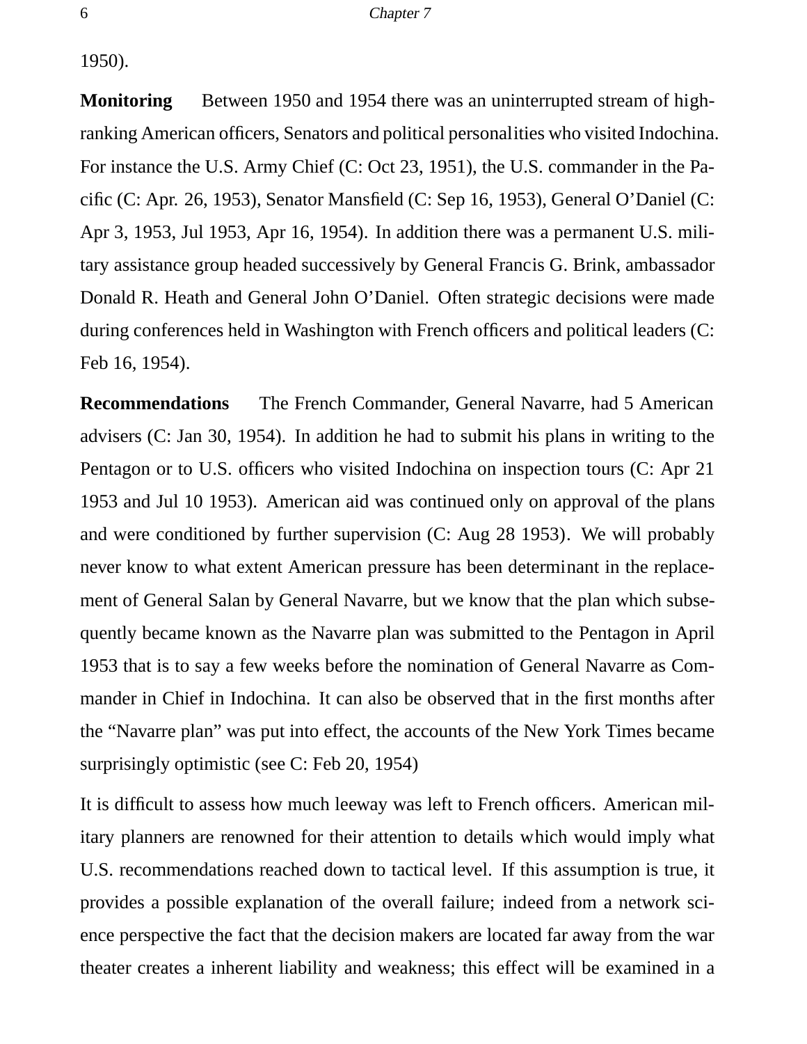1950).

**Monitoring** Between 1950 and 1954 there was an uninterrupted stream of high-ranking American officers, Senators and political personalities who visited Indochina. For instance the U.S. Army Chief (C: Oct 23, 1951), the U.S. commander in the Pacific (C: Apr. 26, 1953), Senator Mansfield (C: Sep 16, 1953), General O'Daniel (C: Apr 3, 1953, Jul 1953, Apr 16, 1954). In addition there was a permanent U.S. military assistance group headed successively by General Francis G. Brink, ambassador Donald R. Heath and General John O'Daniel. Often strategic decisions were made during conferences held in Washington with French officers and political leaders (C: Feb 16, 1954).

**Recommendations** The French Commander, General Navarre, had 5 American advisers (C: Jan 30, 1954). In addition he had to submit his plans in writing to the Pentagon or to U.S. officers who visited Indochina on inspection tours (C: Apr 21 1953 and Jul 10 1953). American aid was continued only on approval of the plans and were conditioned by further supervision (C: Aug 28 1953). We will probably never know to what extent American pressure has been determinant in the replacement of General Salan by General Navarre, but we know that the plan which subsequently became known as the Navarre plan was submitted to the Pentagon in April 1953 that is to say a few weeks before the nomination of General Navarre as Commander in Chief in Indochina. It can also be observed that in the first months after the "Navarre plan" was put into effect, the accounts of the New York Times became surprisingly optimistic (see C: Feb 20, 1954)

It is difficult to assess how much leeway was left to French officers. American military planners are renowned for their attention to details which would imply what U.S. recommendations reached down to tactical level. If this assumption is true, it provides a possible explanation of the overall failure; indeed from a network science perspective the fact that the decision makers are located far away from the war theater creates a inherent liability and weakness; this effect will be examined in a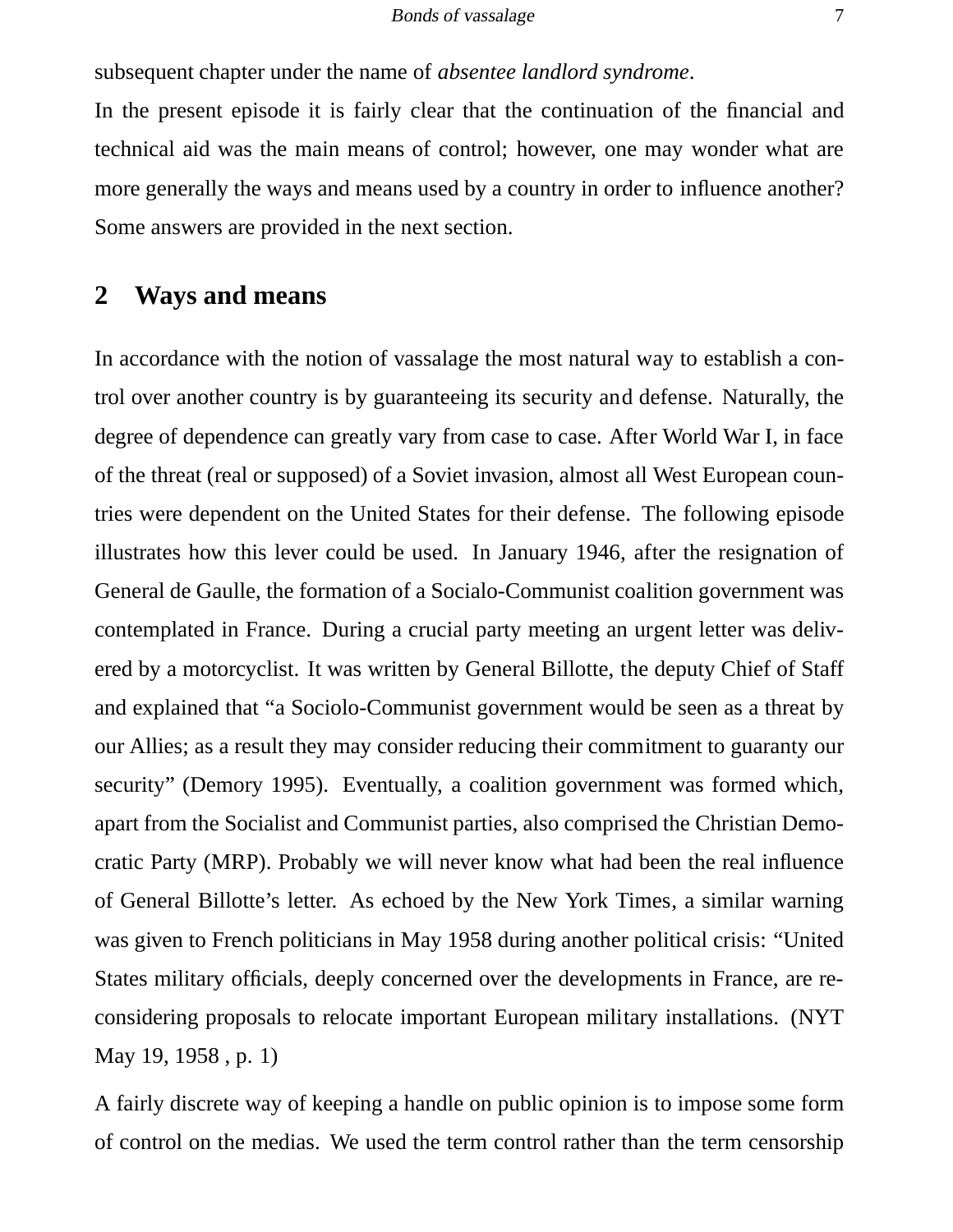subsequent chapter under the name of *absentee landlord syndrome*.

In the present episode it is fairly clear that the continuation of the financial and technical aid was the main means of control; however, one may wonder what are more generally the ways and means used by a country in order to influence another? Some answers are provided in the next section.

## 2 Ways and means

In accordance with the notion of vassalage the most natural way to establish a control over another country is by guaranteeing its security and defense. Naturally, the degree of dependence can greatly vary from case to case. After World War I, in face of the threat (real or supposed) of a Soviet invasion, almost all West European countries were dependent on the United States for their defense. The following episode illustrates how this lever could be used. In January 1946, after the resignation of General de Gaulle, the formation of a Socialo-Communist coalition government was contemplated in France. During a crucial party meeting an urgent letter was delivered by a motorcyclist. It was written by General Billotte, the deputy Chief of Staff and explained that "a Sociolo-Communist government would be seen as a threat by our Allies; as a result they may consider reducing their commitment to guaranty our security" (Demory 1995). Eventually, a coalition government was formed which, apart from the Socialist and Communist parties, also comprised the Christian Democratic Party (MRP). Probably we will never know what had been the real influence of General Billotte's letter. As echoed by the New York Times, a similar warning was given to French politicians in May 1958 during another political crisis: "United States military officials, deeply concerned over the developments in France, are reconsidering proposals to relocate important European military installations. (NYT May 19, 1958 , p. 1)

A fairly discrete way of keeping a handle on public opinion is to impose some form of control on the medias. We used the term control rather than the term censorship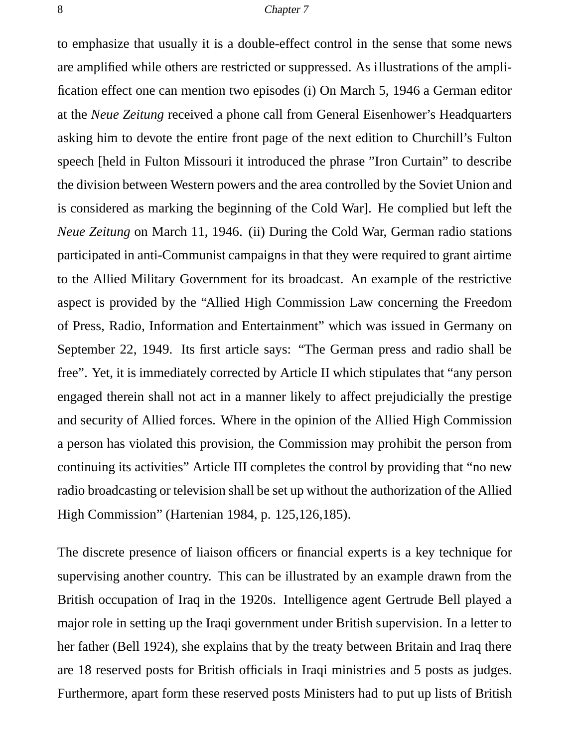to emphasize that usually it is a double-effect control in the sense that some news are amplified while others are restricted or suppressed. As illustrations of the amplification effect one can mention two episodes (i) On March 5, 1946 a German editor at the *Neue Zeitung* received a phone call from General Eisenhower's Headquarters asking him to devote the entire front page of the next edition to Churchill's Fulton speech [held in Fulton Missouri it introduced the phrase "Iron Curtain" to describe the division between Western powers and the area controlled by the Soviet Union and is considered as marking the beginning of the Cold War]. He complied but left the *Neue Zeitung* on March 11, 1946. (ii) During the Cold War, German radio stations participated in anti-Communist campaigns in that they were required to grant airtime to the Allied Military Government for its broadcast. An example of the restrictive aspect is provided by the "Allied High Commission Law concerning the Freedom of Press, Radio, Information and Entertainment" which was issued in Germany on September 22, 1949. Its first article says: "The German press and radio shall be free". Yet, it is immediately corrected by Article II which stipulates that "any person engaged therein shall not act in a manner likely to affect prejudicially the prestige and security of Allied forces. Where in the opinion of the Allied High Commission a person has violated this provision, the Commission may prohibit the person from continuing its activities" Article III completes the control by providing that "no new radio broadcasting or television shall be set up without the authorization of the Allied High Commission" (Hartenian 1984, p. 125,126,185).

The discrete presence of liaison officers or financial experts is a key technique for supervising another country. This can be illustrated by an example drawn from the British occupation of Iraq in the 1920s. Intelligence agent Gertrude Bell played a major role in setting up the Iraqi government under British supervision. In a letter to her father (Bell 1924), she explains that by the treaty between Britain and Iraq there are 18 reserved posts for British officials in Iraqi ministries and 5 posts as judges. Furthermore, apart form these reserved posts Ministers had to put up lists of British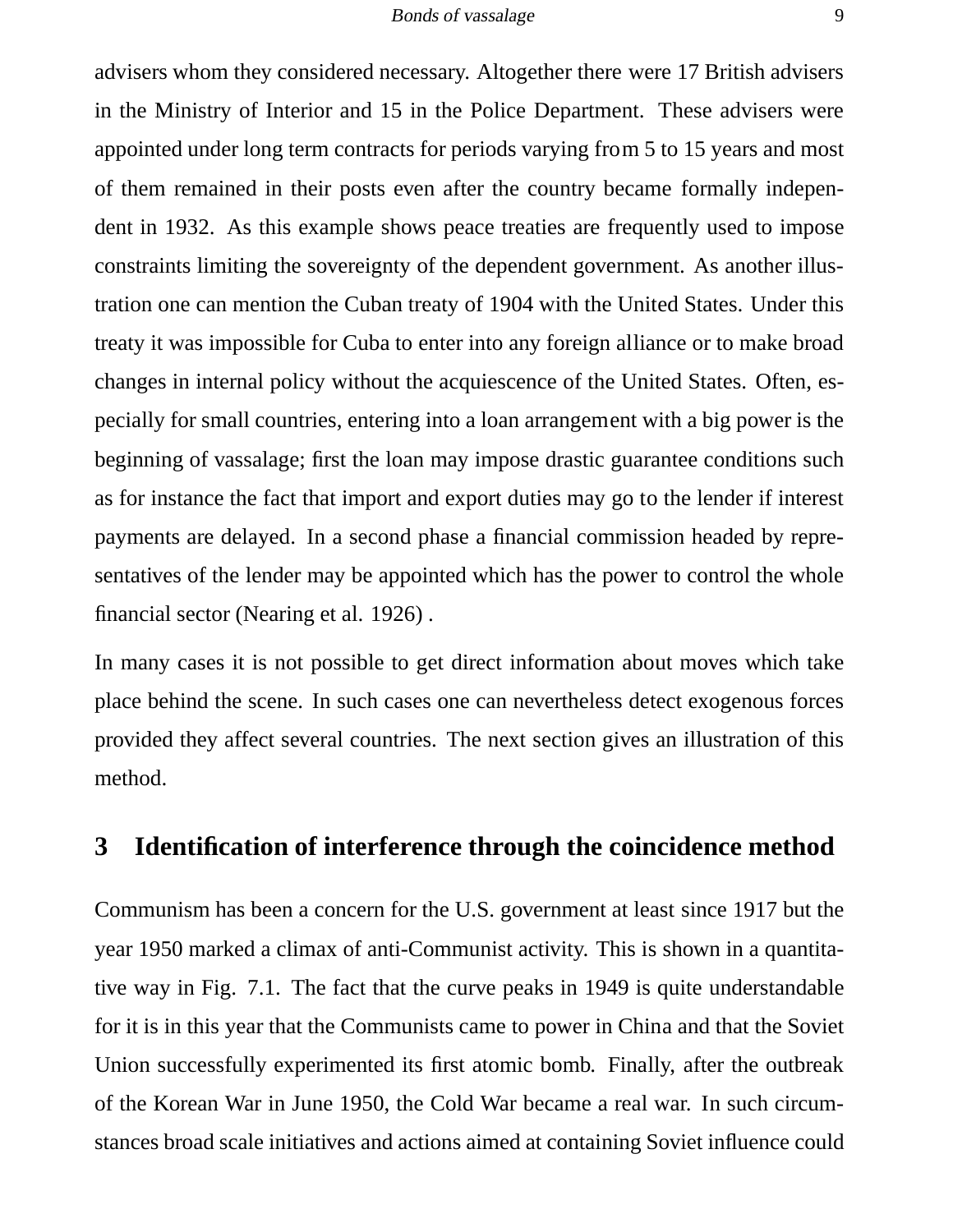advisers whom they considered necessary. Altogether there were 17 British advisers in the Ministry of Interior and 15 in the Police Department. These advisers were appointed under long term contracts for periods varying from 5 to 15 years and most of them remained in their posts even after the country became formally independent in 1932. As this example shows peace treaties are frequently used to impose constraints limiting the sovereignty of the dependent government. As another illustration one can mention the Cuban treaty of 1904 with the United States. Under this treaty it was impossible for Cuba to enter into any foreign alliance or to make broad changes in internal policy without the acquiescence of the United States. Often, especially for small countries, entering into a loan arrangement with a big power is the beginning of vassalage; first the loan may impose drastic guarantee conditions such as for instance the fact that import and export duties may go to the lender if interest payments are delayed. In a second phase a financial commission headed by representatives of the lender may be appointed which has the power to control the whole financial sector (Nearing et al. 1926) .

In many cases it is not possible to get direct information about moves which take place behind the scene. In such cases one can nevertheless detect exogenous forces provided they affect several countries. The next section gives an illustration of this method.

## 3 Identification of interference through the coincidence method

Communism has been a concern for the U.S. government at least since 1917 but the year 1950 marked a climax of anti-Communist activity. This is shown in a quantitative way in Fig. 7.1. The fact that the curve peaks in 1949 is quite understandable for it is in this year that the Communists came to power in China and that the Soviet Union successfully experimented its first atomic bomb. Finally, after the outbreak of the Korean War in June 1950, the Cold War became a real war. In such circumstances broad scale initiatives and actions aimed at containing Soviet influence could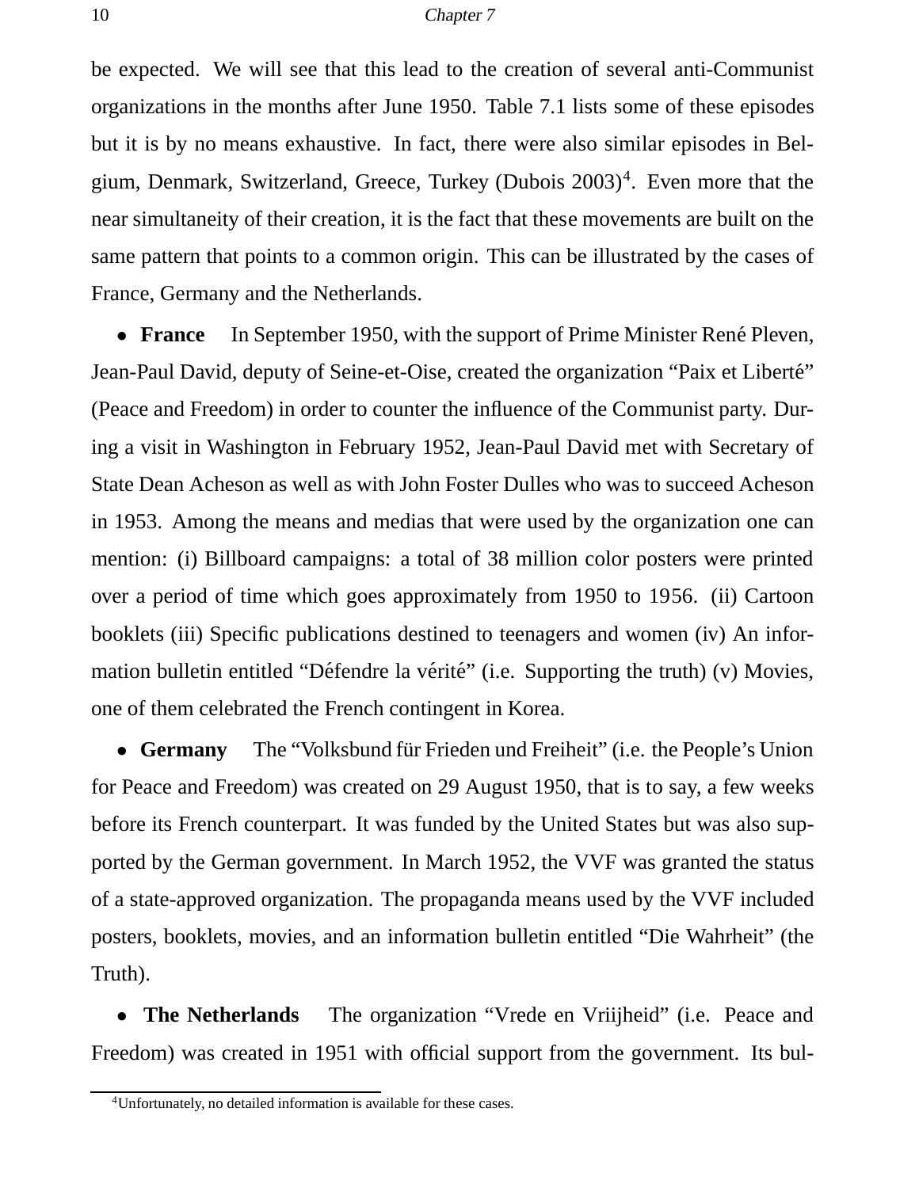be expected. We will see that this lead to the creation of several anti-Communist organizations in the months after June 1950. Table 7.1 lists some of these episodes but it is by no means exhaustive. In fact, there were also similar episodes in Belgium, Denmark, Switzerland, Greece, Turkey (Dubois 2003)[4]. Even more that the near simultaneity of their creation, it is the fact that these movements are built on the same pattern that points to a common origin. This can be illustrated by the cases of France, Germany and the Netherlands.

- **France** In September 1950, with the support of Prime Minister René Pleven, Jean-Paul David, deputy of Seine-et-Oise, created the organization "Paix et Liberté" (Peace and Freedom) in order to counter the influence of the Communist party. During a visit in Washington in February 1952, Jean-Paul David met with Secretary of State Dean Acheson as well as with John Foster Dulles who was to succeed Acheson in 1953. Among the means and medias that were used by the organization one can mention: (i) Billboard campaigns: a total of 38 million color posters were printed over a period of time which goes approximately from 1950 to 1956. (ii) Cartoon booklets (iii) Specific publications destined to teenagers and women (iv) An information bulletin entitled "Défendre la vérité" (i.e. Supporting the truth) (v) Movies, one of them celebrated the French contingent in Korea.

- **Germany** The "Volksbund für Frieden und Freiheit" (i.e. the People's Union for Peace and Freedom) was created on 29 August 1950, that is to say, a few weeks before its French counterpart. It was funded by the United States but was also supported by the German government. In March 1952, the VVF was granted the status of a state-approved organization. The propaganda means used by the VVF included posters, booklets, movies, and an information bulletin entitled "Die Wahrheit" (the Truth).

- **The Netherlands** The organization "Vrede en Vriijheid" (i.e. Peace and Freedom) was created in 1951 with official support from the government. Its bul-

[4] Unfortunately, no detailed information is available for these cases.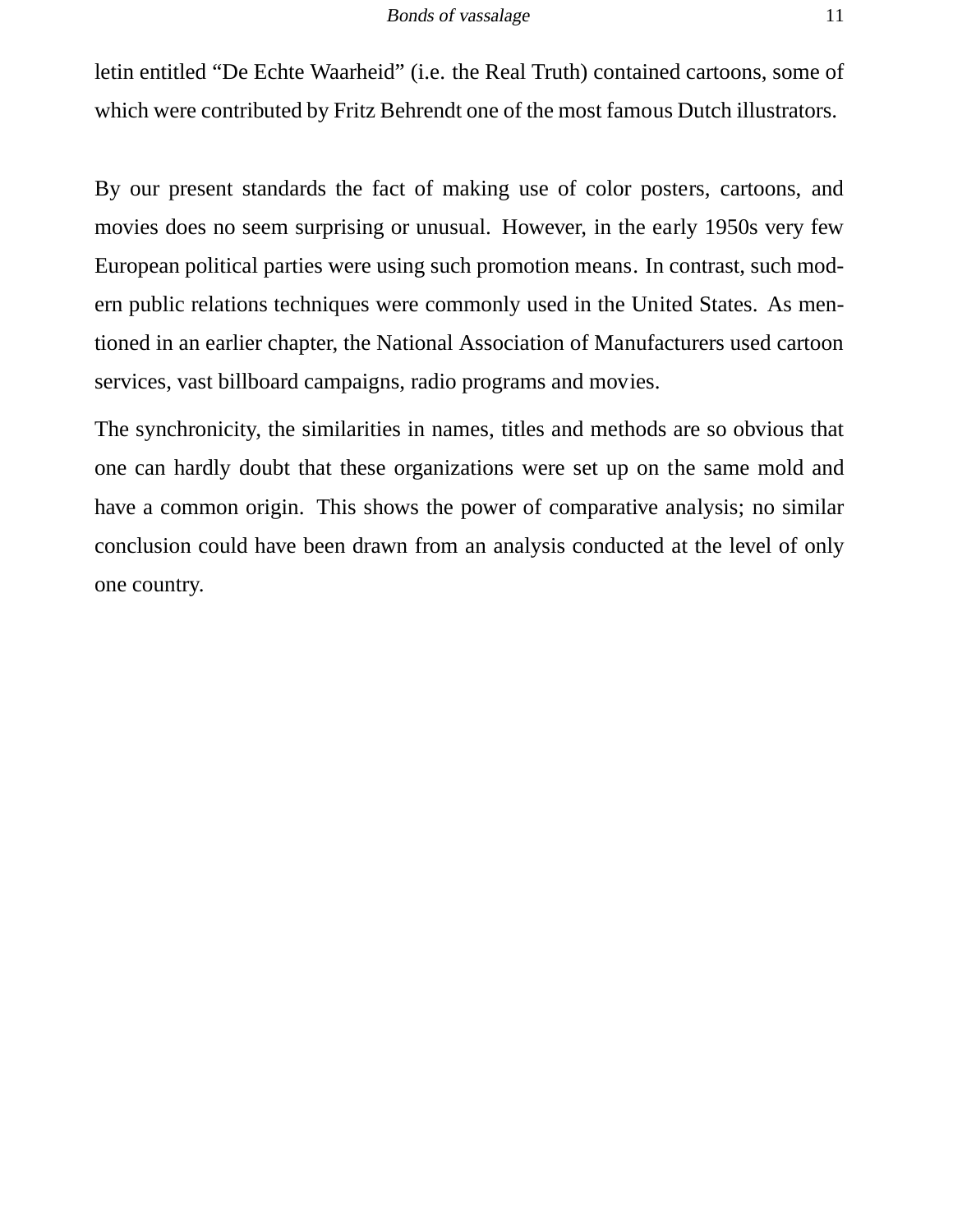letin entitled “De Echte Waarheid” (i.e. the Real Truth) contained cartoons, some of which were contributed by Fritz Behrendt one of the most famous Dutch illustrators.

By our present standards the fact of making use of color posters, cartoons, and movies does no seem surprising or unusual. However, in the early 1950s very few European political parties were using such promotion means. In contrast, such modern public relations techniques were commonly used in the United States. As mentioned in an earlier chapter, the National Association of Manufacturers used cartoon services, vast billboard campaigns, radio programs and movies.

The synchronicity, the similarities in names, titles and methods are so obvious that one can hardly doubt that these organizations were set up on the same mold and have a common origin. This shows the power of comparative analysis; no similar conclusion could have been drawn from an analysis conducted at the level of only one country.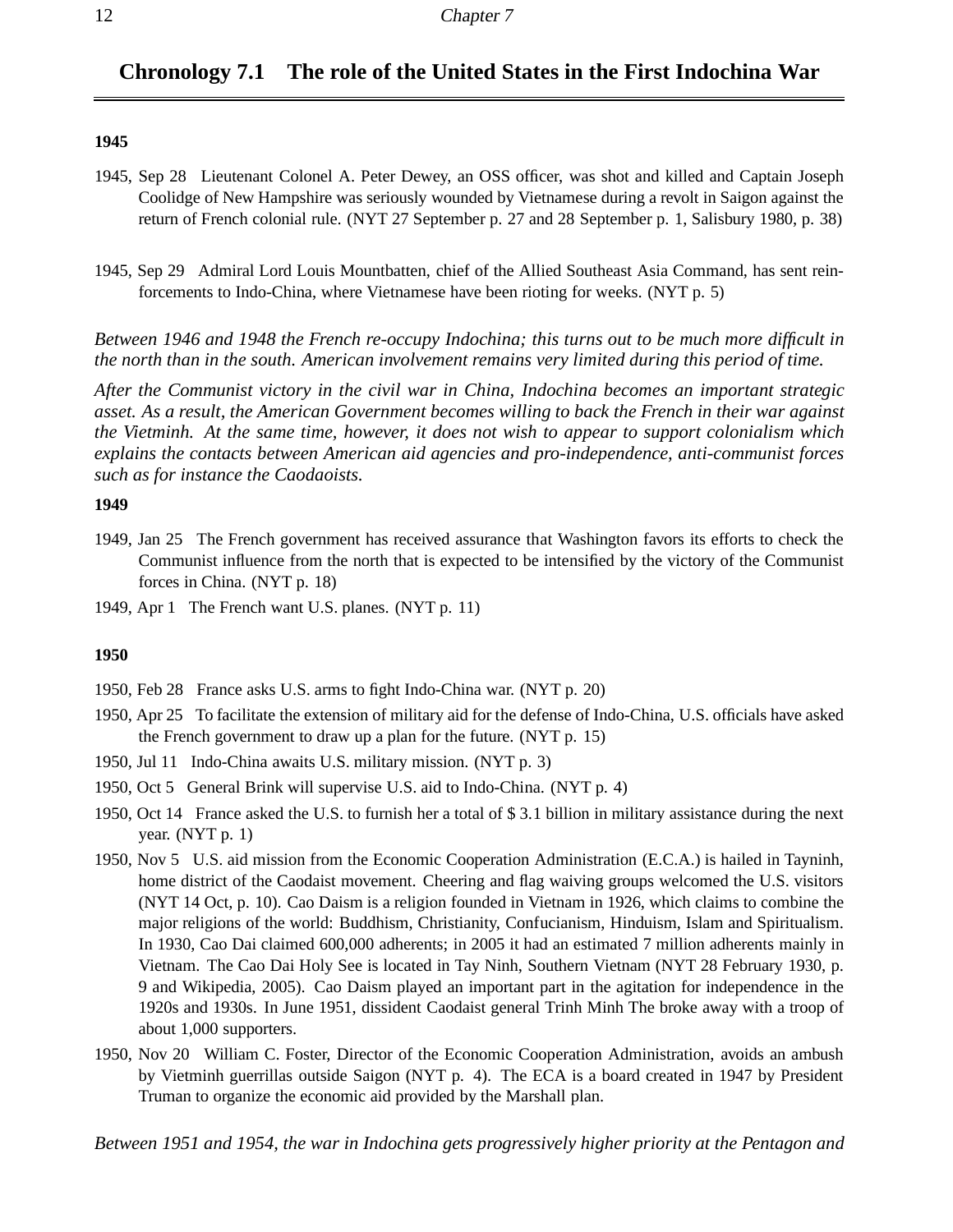## Chronology 7.1 The role of the United States in the First Indochina War

**1945**

1945, Sep 28 Lieutenant Colonel A. Peter Dewey, an OSS officer, was shot and killed and Captain Joseph Coolidge of New Hampshire was seriously wounded by Vietnamese during a revolt in Saigon against the return of French colonial rule. (NYT 27 September p. 27 and 28 September p. 1, Salisbury 1980, p. 38)

1945, Sep 29 Admiral Lord Louis Mountbatten, chief of the Allied Southeast Asia Command, has sent reinforcements to Indo-China, where Vietnamese have been rioting for weeks. (NYT p. 5)

*Between 1946 and 1948 the French re-occupy Indochina; this turns out to be much more difficult in the north than in the south. American involvement remains very limited during this period of time.*

*After the Communist victory in the civil war in China, Indochina becomes an important strategic asset. As a result, the American Government becomes willing to back the French in their war against the Vietminh. At the same time, however, it does not wish to appear to support colonialism which explains the contacts between American aid agencies and pro-independence, anti-communist forces such as for instance the Caodaoists.*

**1949**

1949, Jan 25 The French government has received assurance that Washington favors its efforts to check the Communist influence from the north that is expected to be intensified by the victory of the Communist forces in China. (NYT p. 18)

1949, Apr 1 The French want U.S. planes. (NYT p. 11)

**1950**

1950, Feb 28 France asks U.S. arms to fight Indo-China war. (NYT p. 20)

1950, Apr 25 To facilitate the extension of military aid for the defense of Indo-China, U.S. officials have asked the French government to draw up a plan for the future. (NYT p. 15)

1950, Jul 11 Indo-China awaits U.S. military mission. (NYT p. 3)

1950, Oct 5 General Brink will supervise U.S. aid to Indo-China. (NYT p. 4)

1950, Oct 14 France asked the U.S. to furnish her a total of $ 3.1 billion in military assistance during the next year. (NYT p. 1)

1950, Nov 5 U.S. aid mission from the Economic Cooperation Administration (E.C.A.) is hailed in Tayninh, home district of the Caodaist movement. Cheering and flag waiving groups welcomed the U.S. visitors (NYT 14 Oct, p. 10). Cao Daism is a religion founded in Vietnam in 1926, which claims to combine the major religions of the world: Buddhism, Christianity, Confucianism, Hinduism, Islam and Spiritualism. In 1930, Cao Dai claimed 600,000 adherents; in 2005 it had an estimated 7 million adherents mainly in Vietnam. The Cao Dai Holy See is located in Tay Ninh, Southern Vietnam (NYT 28 February 1930, p. 9 and Wikipedia, 2005). Cao Daism played an important part in the agitation for independence in the 1920s and 1930s. In June 1951, dissident Caodaist general Trinh Minh The broke away with a troop of about 1,000 supporters.

1950, Nov 20 William C. Foster, Director of the Economic Cooperation Administration, avoids an ambush by Vietminh guerrillas outside Saigon (NYT p. 4). The ECA is a board created in 1947 by President Truman to organize the economic aid provided by the Marshall plan.

*Between 1951 and 1954, the war in Indochina gets progressively higher priority at the Pentagon and*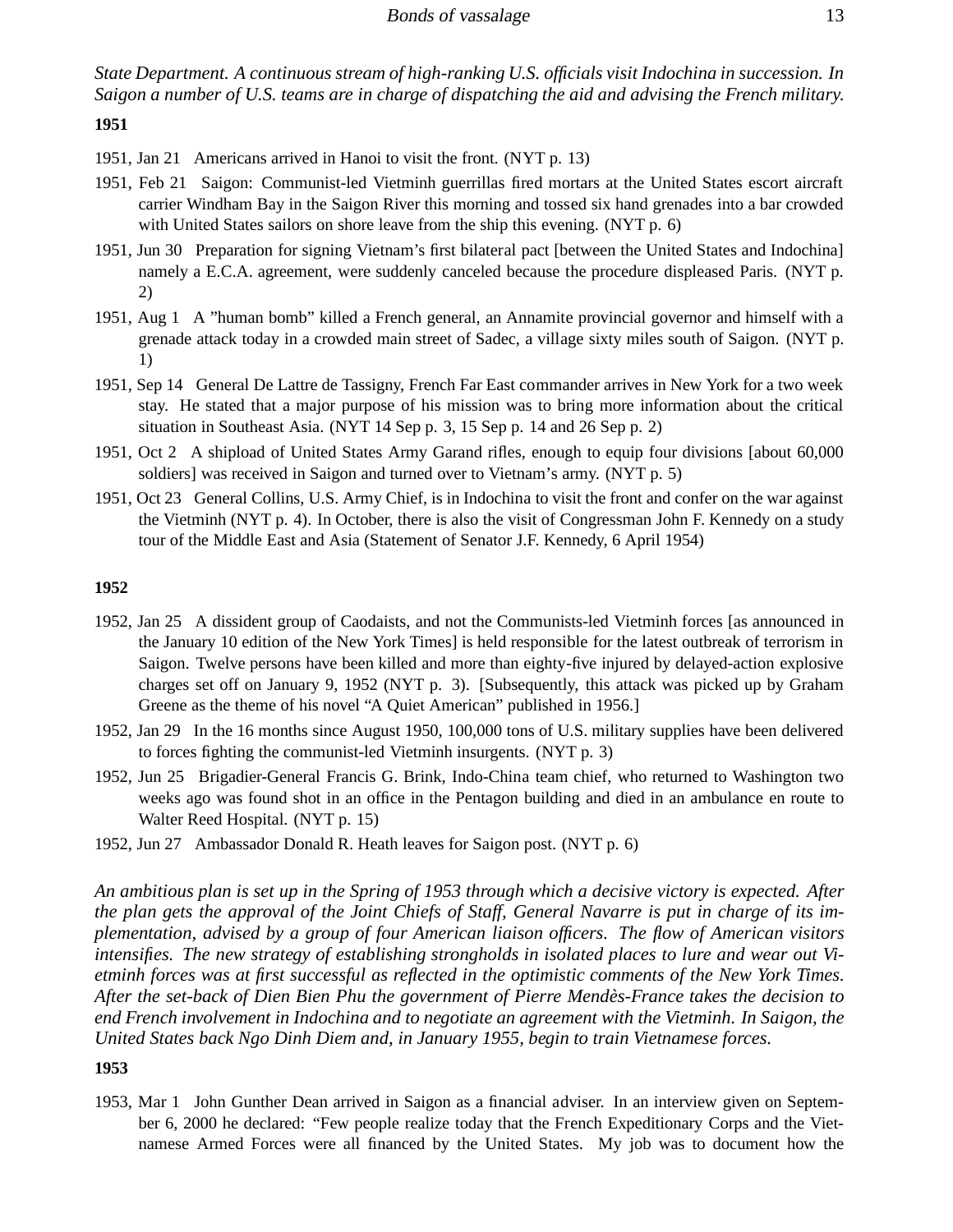*State Department. A continuous stream of high-ranking U.S. officials visit Indochina in succession. In Saigon a number of U.S. teams are in charge of dispatching the aid and advising the French military.*

**1951**

1951, Jan 21 Americans arrived in Hanoi to visit the front. (NYT p. 13)

1951, Feb 21 Saigon: Communist-led Vietminh guerrillas fired mortars at the United States escort aircraft carrier Windham Bay in the Saigon River this morning and tossed six hand grenades into a bar crowded with United States sailors on shore leave from the ship this evening. (NYT p. 6)

1951, Jun 30 Preparation for signing Vietnam's first bilateral pact [between the United States and Indochina] namely a E.C.A. agreement, were suddenly canceled because the procedure displeased Paris. (NYT p. 2)

1951, Aug 1 A "human bomb" killed a French general, an Annamite provincial governor and himself with a grenade attack today in a crowded main street of Sadec, a village sixty miles south of Saigon. (NYT p. 1)

1951, Sep 14 General De Lattre de Tassigny, French Far East commander arrives in New York for a two week stay. He stated that a major purpose of his mission was to bring more information about the critical situation in Southeast Asia. (NYT 14 Sep p. 3, 15 Sep p. 14 and 26 Sep p. 2)

1951, Oct 2 A shipload of United States Army Garand rifles, enough to equip four divisions [about 60,000 soldiers] was received in Saigon and turned over to Vietnam's army. (NYT p. 5)

1951, Oct 23 General Collins, U.S. Army Chief, is in Indochina to visit the front and confer on the war against the Vietminh (NYT p. 4). In October, there is also the visit of Congressman John F. Kennedy on a study tour of the Middle East and Asia (Statement of Senator J.F. Kennedy, 6 April 1954)

**1952**

1952, Jan 25 A dissident group of Caodaists, and not the Communists-led Vietminh forces [as announced in the January 10 edition of the New York Times] is held responsible for the latest outbreak of terrorism in Saigon. Twelve persons have been killed and more than eighty-five injured by delayed-action explosive charges set off on January 9, 1952 (NYT p. 3). [Subsequently, this attack was picked up by Graham Greene as the theme of his novel "A Quiet American" published in 1956.]

1952, Jan 29 In the 16 months since August 1950, 100,000 tons of U.S. military supplies have been delivered to forces fighting the communist-led Vietminh insurgents. (NYT p. 3)

1952, Jun 25 Brigadier-General Francis G. Brink, Indo-China team chief, who returned to Washington two weeks ago was found shot in an office in the Pentagon building and died in an ambulance en route to Walter Reed Hospital. (NYT p. 15)

1952, Jun 27 Ambassador Donald R. Heath leaves for Saigon post. (NYT p. 6)

*An ambitious plan is set up in the Spring of 1953 through which a decisive victory is expected. After the plan gets the approval of the Joint Chiefs of Staff, General Navarre is put in charge of its implementation, advised by a group of four American liaison officers. The flow of American visitors intensifies. The new strategy of establishing strongholds in isolated places to lure and wear out Vietminh forces was at first successful as reflected in the optimistic comments of the New York Times. After the set-back of Dien Bien Phu the government of Pierre Mendès-France takes the decision to end French involvement in Indochina and to negotiate an agreement with the Vietminh. In Saigon, the United States back Ngo Dinh Diem and, in January 1955, begin to train Vietnamese forces.*

**1953**

1953, Mar 1 John Gunther Dean arrived in Saigon as a financial adviser. In an interview given on September 6, 2000 he declared: "Few people realize today that the French Expeditionary Corps and the Vietnamese Armed Forces were all financed by the United States. My job was to document how the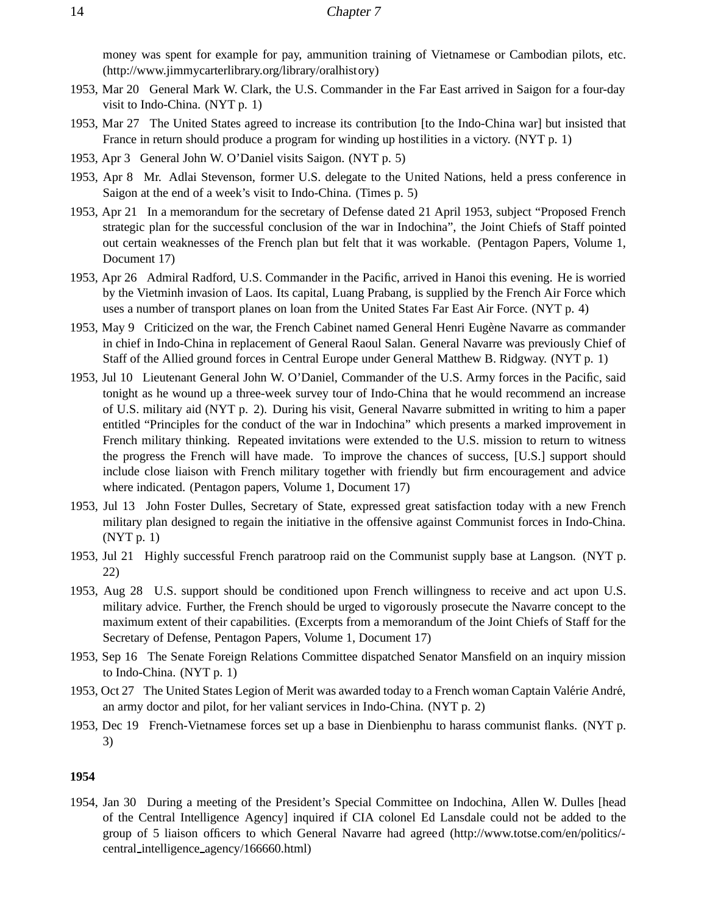money was spent for example for pay, ammunition training of Vietnamese or Cambodian pilots, etc. (http://www.jimmycarterlibrary.org/library/oralhistory)

1953, Mar 20 General Mark W. Clark, the U.S. Commander in the Far East arrived in Saigon for a four-day visit to Indo-China. (NYT p. 1)

1953, Mar 27 The United States agreed to increase its contribution [to the Indo-China war] but insisted that France in return should produce a program for winding up hostilities in a victory. (NYT p. 1)

1953, Apr 3 General John W. O'Daniel visits Saigon. (NYT p. 5)

1953, Apr 8 Mr. Adlai Stevenson, former U.S. delegate to the United Nations, held a press conference in Saigon at the end of a week's visit to Indo-China. (Times p. 5)

1953, Apr 21 In a memorandum for the secretary of Defense dated 21 April 1953, subject "Proposed French strategic plan for the successful conclusion of the war in Indochina", the Joint Chiefs of Staff pointed out certain weaknesses of the French plan but felt that it was workable. (Pentagon Papers, Volume 1, Document 17)

1953, Apr 26 Admiral Radford, U.S. Commander in the Pacific, arrived in Hanoi this evening. He is worried by the Vietminh invasion of Laos. Its capital, Luang Prabang, is supplied by the French Air Force which uses a number of transport planes on loan from the United States Far East Air Force. (NYT p. 4)

1953, May 9 Criticized on the war, the French Cabinet named General Henri Eugène Navarre as commander in chief in Indo-China in replacement of General Raoul Salan. General Navarre was previously Chief of Staff of the Allied ground forces in Central Europe under General Matthew B. Ridgway. (NYT p. 1)

1953, Jul 10 Lieutenant General John W. O'Daniel, Commander of the U.S. Army forces in the Pacific, said tonight as he wound up a three-week survey tour of Indo-China that he would recommend an increase of U.S. military aid (NYT p. 2). During his visit, General Navarre submitted in writing to him a paper entitled "Principles for the conduct of the war in Indochina" which presents a marked improvement in French military thinking. Repeated invitations were extended to the U.S. mission to return to witness the progress the French will have made. To improve the chances of success, [U.S.] support should include close liaison with French military together with friendly but firm encouragement and advice where indicated. (Pentagon papers, Volume 1, Document 17)

1953, Jul 13 John Foster Dulles, Secretary of State, expressed great satisfaction today with a new French military plan designed to regain the initiative in the offensive against Communist forces in Indo-China. (NYT p. 1)

1953, Jul 21 Highly successful French paratroop raid on the Communist supply base at Langson. (NYT p. 22)

1953, Aug 28 U.S. support should be conditioned upon French willingness to receive and act upon U.S. military advice. Further, the French should be urged to vigorously prosecute the Navarre concept to the maximum extent of their capabilities. (Excerpts from a memorandum of the Joint Chiefs of Staff for the Secretary of Defense, Pentagon Papers, Volume 1, Document 17)

1953, Sep 16 The Senate Foreign Relations Committee dispatched Senator Mansfield on an inquiry mission to Indo-China. (NYT p. 1)

1953, Oct 27 The United States Legion of Merit was awarded today to a French woman Captain Valérie André, an army doctor and pilot, for her valiant services in Indo-China. (NYT p. 2)

1953, Dec 19 French-Vietnamese forces set up a base in Dienbienphu to harass communist flanks. (NYT p. 3)

**1954**

1954, Jan 30 During a meeting of the President's Special Committee on Indochina, Allen W. Dulles [head of the Central Intelligence Agency] inquired if CIA colonel Ed Lansdale could not be added to the group of 5 liaison officers to which General Navarre had agreed (http://www.totse.com/en/politics/-central_intelligence_agency/166660.html)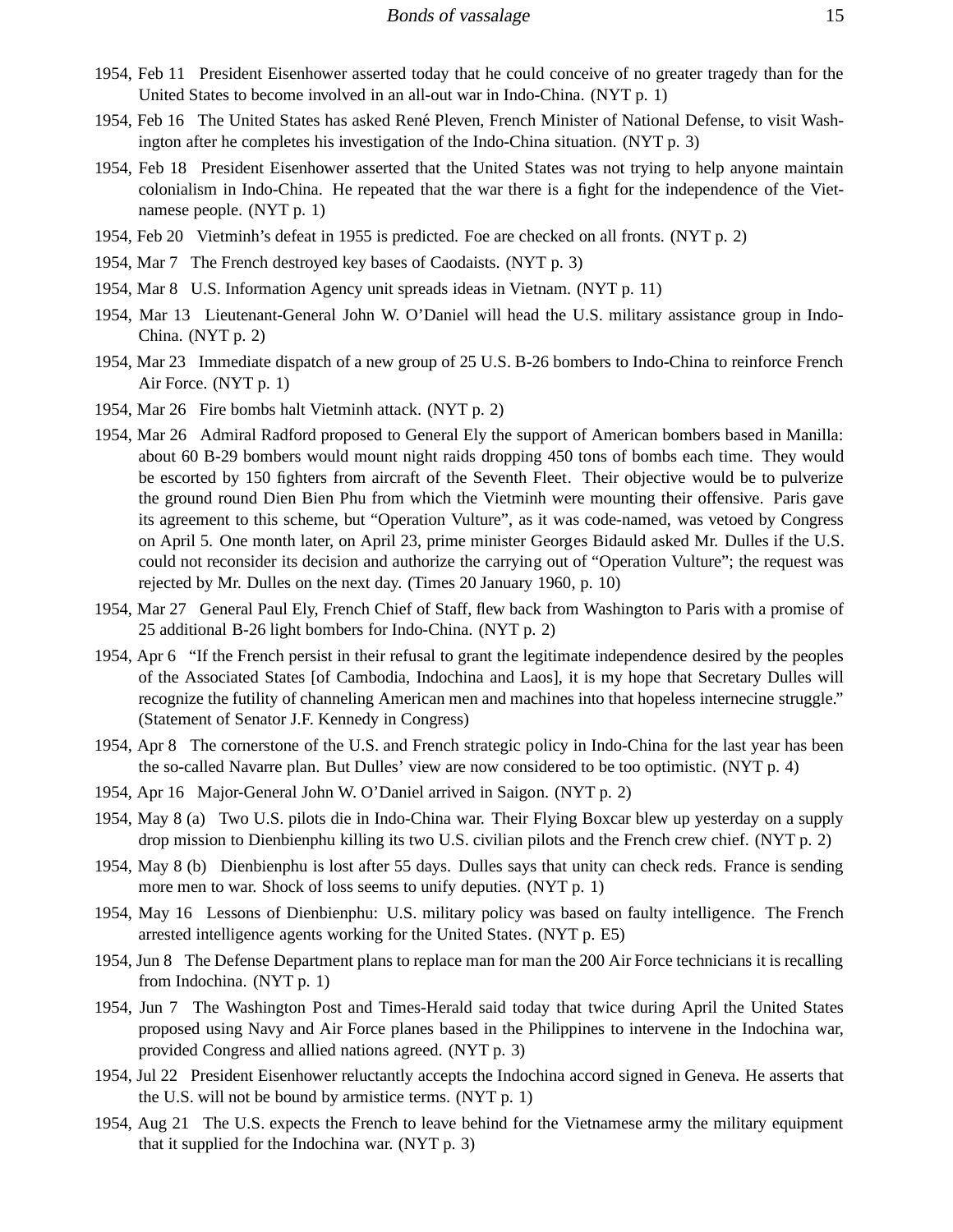1954, Feb 11 President Eisenhower asserted today that he could conceive of no greater tragedy than for the United States to become involved in an all-out war in Indo-China. (NYT p. 1)

1954, Feb 16 The United States has asked René Pleven, French Minister of National Defense, to visit Washington after he completes his investigation of the Indo-China situation. (NYT p. 3)

1954, Feb 18 President Eisenhower asserted that the United States was not trying to help anyone maintain colonialism in Indo-China. He repeated that the war there is a fight for the independence of the Vietnamese people. (NYT p. 1)

1954, Feb 20 Vietminh's defeat in 1955 is predicted. Foe are checked on all fronts. (NYT p. 2)

1954, Mar 7 The French destroyed key bases of Caodaists. (NYT p. 3)

1954, Mar 8 U.S. Information Agency unit spreads ideas in Vietnam. (NYT p. 11)

1954, Mar 13 Lieutenant-General John W. O'Daniel will head the U.S. military assistance group in Indo-China. (NYT p. 2)

1954, Mar 23 Immediate dispatch of a new group of 25 U.S. B-26 bombers to Indo-China to reinforce French Air Force. (NYT p. 1)

1954, Mar 26 Fire bombs halt Vietminh attack. (NYT p. 2)

1954, Mar 26 Admiral Radford proposed to General Ely the support of American bombers based in Manilla: about 60 B-29 bombers would mount night raids dropping 450 tons of bombs each time. They would be escorted by 150 fighters from aircraft of the Seventh Fleet. Their objective would be to pulverize the ground round Dien Bien Phu from which the Vietminh were mounting their offensive. Paris gave its agreement to this scheme, but "Operation Vulture", as it was code-named, was vetoed by Congress on April 5. One month later, on April 23, prime minister Georges Bidauld asked Mr. Dulles if the U.S. could not reconsider its decision and authorize the carrying out of "Operation Vulture"; the request was rejected by Mr. Dulles on the next day. (Times 20 January 1960, p. 10)

1954, Mar 27 General Paul Ely, French Chief of Staff, flew back from Washington to Paris with a promise of 25 additional B-26 light bombers for Indo-China. (NYT p. 2)

1954, Apr 6 "If the French persist in their refusal to grant the legitimate independence desired by the peoples of the Associated States [of Cambodia, Indochina and Laos], it is my hope that Secretary Dulles will recognize the futility of channeling American men and machines into that hopeless internecine struggle." (Statement of Senator J.F. Kennedy in Congress)

1954, Apr 8 The cornerstone of the U.S. and French strategic policy in Indo-China for the last year has been the so-called Navarre plan. But Dulles' view are now considered to be too optimistic. (NYT p. 4)

1954, Apr 16 Major-General John W. O'Daniel arrived in Saigon. (NYT p. 2)

1954, May 8 (a) Two U.S. pilots die in Indo-China war. Their Flying Boxcar blew up yesterday on a supply drop mission to Dienbienphu killing its two U.S. civilian pilots and the French crew chief. (NYT p. 2)

1954, May 8 (b) Dienbienphu is lost after 55 days. Dulles says that unity can check reds. France is sending more men to war. Shock of loss seems to unify deputies. (NYT p. 1)

1954, May 16 Lessons of Dienbienphu: U.S. military policy was based on faulty intelligence. The French arrested intelligence agents working for the United States. (NYT p. E5)

1954, Jun 8 The Defense Department plans to replace man for man the 200 Air Force technicians it is recalling from Indochina. (NYT p. 1)

1954, Jun 7 The Washington Post and Times-Herald said today that twice during April the United States proposed using Navy and Air Force planes based in the Philippines to intervene in the Indochina war, provided Congress and allied nations agreed. (NYT p. 3)

1954, Jul 22 President Eisenhower reluctantly accepts the Indochina accord signed in Geneva. He asserts that the U.S. will not be bound by armistice terms. (NYT p. 1)

1954, Aug 21 The U.S. expects the French to leave behind for the Vietnamese army the military equipment that it supplied for the Indochina war. (NYT p. 3)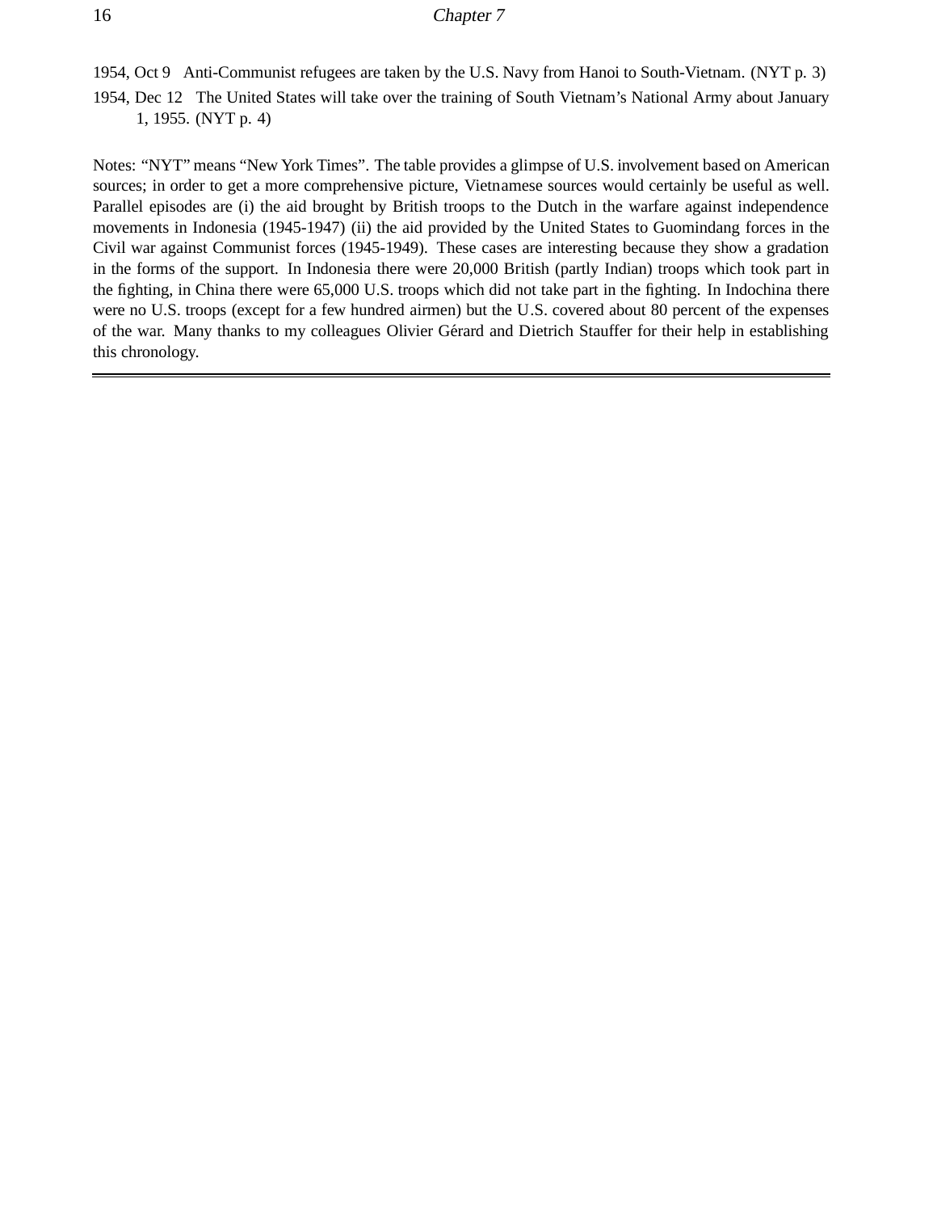1954, Oct 9 Anti-Communist refugees are taken by the U.S. Navy from Hanoi to South-Vietnam. (NYT p. 3)

1954, Dec 12 The United States will take over the training of South Vietnam's National Army about January 1, 1955. (NYT p. 4)

Notes: "NYT" means "New York Times". The table provides a glimpse of U.S. involvement based on American sources; in order to get a more comprehensive picture, Vietnamese sources would certainly be useful as well. Parallel episodes are (i) the aid brought by British troops to the Dutch in the warfare against independence movements in Indonesia (1945-1947) (ii) the aid provided by the United States to Guomindang forces in the Civil war against Communist forces (1945-1949). These cases are interesting because they show a gradation in the forms of the support. In Indonesia there were 20,000 British (partly Indian) troops which took part in the fighting, in China there were 65,000 U.S. troops which did not take part in the fighting. In Indochina there were no U.S. troops (except for a few hundred airmen) but the U.S. covered about 80 percent of the expenses of the war. Many thanks to my colleagues Olivier Gérard and Dietrich Stauffer for their help in establishing this chronology.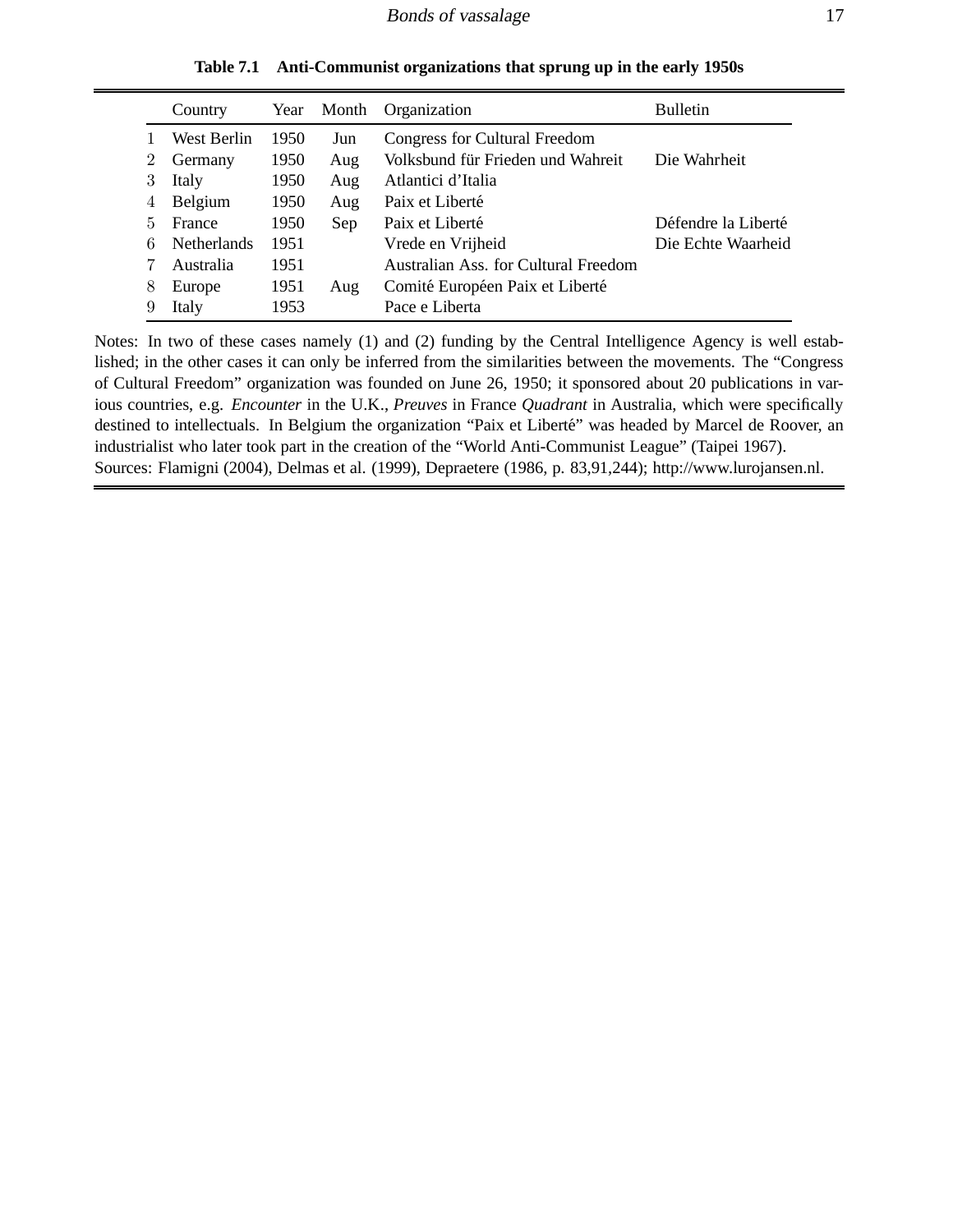**Table 7.1 Anti-Communist organizations that sprung up in the early 1950s**

| | Country | Year | Month | Organization | Bulletin |
|---|---|---|---|---|---|
| 1 | West Berlin | 1950 | Jun | Congress for Cultural Freedom | |
| 2 | Germany | 1950 | Aug | Volksbund für Frieden und Wahreit | Die Wahrheit |
| 3 | Italy | 1950 | Aug | Atlantici d'Italia | |
| 4 | Belgium | 1950 | Aug | Paix et Liberté | |
| 5 | France | 1950 | Sep | Paix et Liberté | Défendre la Liberté |
| 6 | Netherlands | 1951 | | Vrede en Vrijheid | Die Echte Waarheid |
| 7 | Australia | 1951 | | Australian Ass. for Cultural Freedom | |
| 8 | Europe | 1951 | Aug | Comité Européen Paix et Liberté | |
| 9 | Italy | 1953 | | Pace e Liberta | |

Notes: In two of these cases namely (1) and (2) funding by the Central Intelligence Agency is well established; in the other cases it can only be inferred from the similarities between the movements. The "Congress of Cultural Freedom" organization was founded on June 26, 1950; it sponsored about 20 publications in various countries, e.g. *Encounter* in the U.K., *Preuves* in France *Quadrant* in Australia, which were specifically destined to intellectuals. In Belgium the organization "Paix et Liberté" was headed by Marcel de Roover, an industrialist who later took part in the creation of the "World Anti-Communist League" (Taipei 1967).
Sources: Flamigni (2004), Delmas et al. (1999), Depraetere (1986, p. 83,91,244); http://www.lurojansen.nl.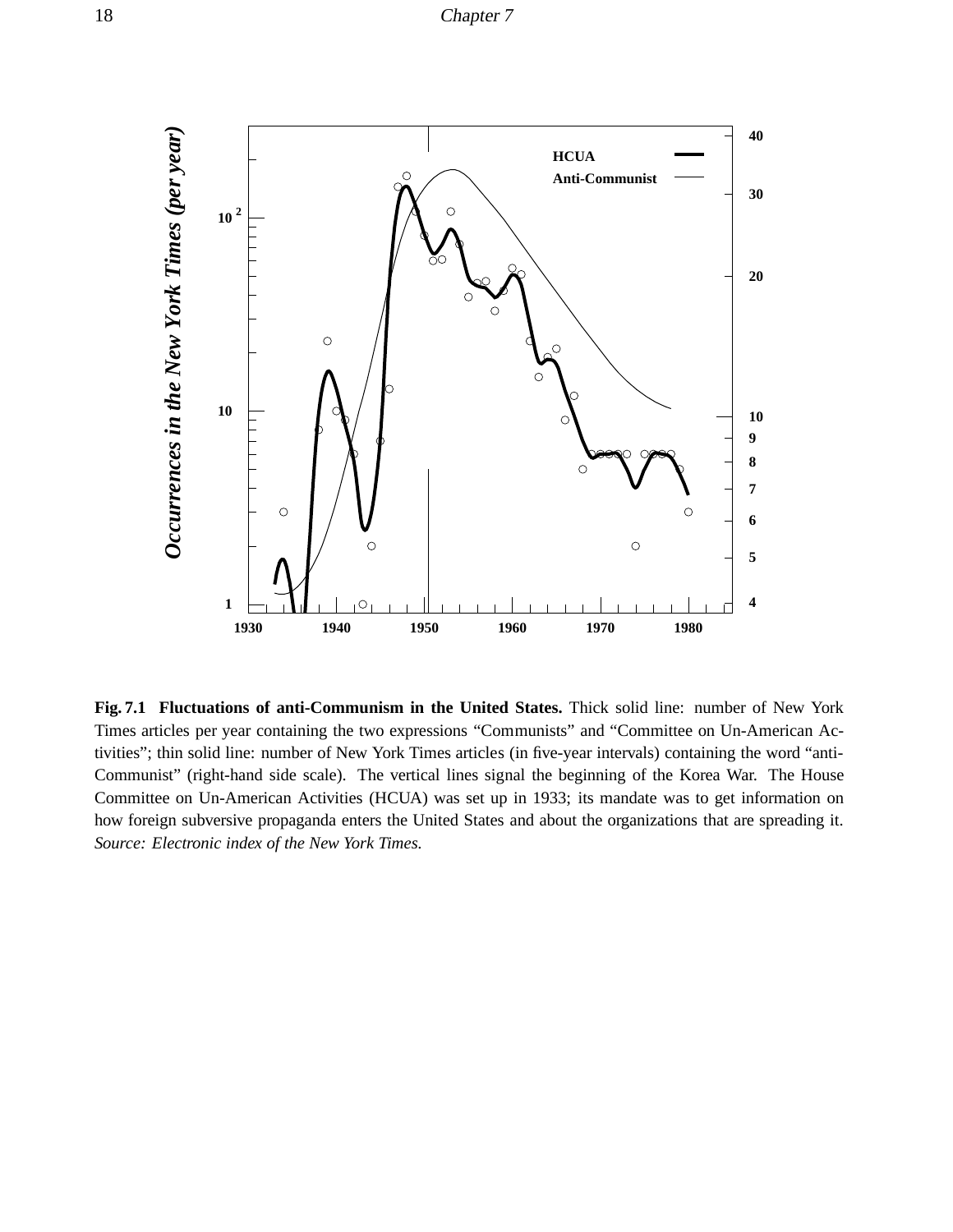Occurrences in the New York Times (per year)

HCUA

Anti-Communist

$10^2$

10

1

40

30

20

10

9

8

7

6

5

4

1930

1940

1950

1960

1970

1980

**Fig. 7.1 Fluctuations of anti-Communism in the United States.** Thick solid line: number of New York Times articles per year containing the two expressions "Communists" and "Committee on Un-American Activities"; thin solid line: number of New York Times articles (in five-year intervals) containing the word "anti-Communist" (right-hand side scale). The vertical lines signal the beginning of the Korea War. The House Committee on Un-American Activities (HCUA) was set up in 1933; its mandate was to get information on how foreign subversive propaganda enters the United States and about the organizations that are spreading it. *Source: Electronic index of the New York Times.*